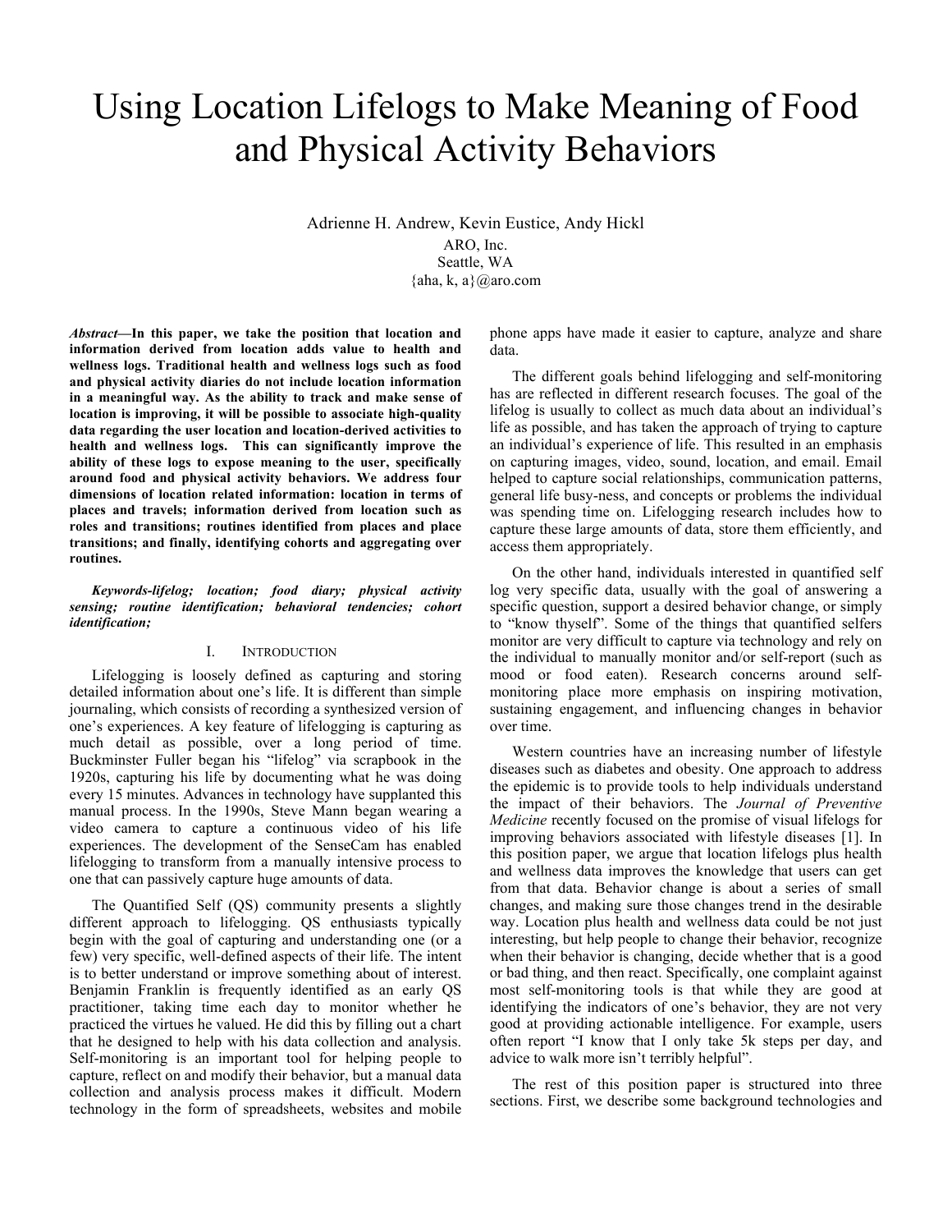# Using Location Lifelogs to Make Meaning of Food and Physical Activity Behaviors

Adrienne H. Andrew, Kevin Eustice, Andy Hickl
ARO, Inc.
Seattle, WA
{aha, k, a}@aro.com

***Abstract*—In this paper, we take the position that location and information derived from location adds value to health and wellness logs. Traditional health and wellness logs such as food and physical activity diaries do not include location information in a meaningful way. As the ability to track and make sense of location is improving, it will be possible to associate high-quality data regarding the user location and location-derived activities to health and wellness logs. This can significantly improve the ability of these logs to expose meaning to the user, specifically around food and physical activity behaviors. We address four dimensions of location related information: location in terms of places and travels; information derived from location such as roles and transitions; routines identified from places and place transitions; and finally, identifying cohorts and aggregating over routines.**

***Keywords-lifelog; location; food diary; physical activity sensing; routine identification; behavioral tendencies; cohort identification;***

## I. Introduction

Lifelogging is loosely defined as capturing and storing detailed information about one's life. It is different than simple journaling, which consists of recording a synthesized version of one's experiences. A key feature of lifelogging is capturing as much detail as possible, over a long period of time. Buckminster Fuller began his "lifelog" via scrapbook in the 1920s, capturing his life by documenting what he was doing every 15 minutes. Advances in technology have supplanted this manual process. In the 1990s, Steve Mann began wearing a video camera to capture a continuous video of his life experiences. The development of the SenseCam has enabled lifelogging to transform from a manually intensive process to one that can passively capture huge amounts of data.

The Quantified Self (QS) community presents a slightly different approach to lifelogging. QS enthusiasts typically begin with the goal of capturing and understanding one (or a few) very specific, well-defined aspects of their life. The intent is to better understand or improve something about of interest. Benjamin Franklin is frequently identified as an early QS practitioner, taking time each day to monitor whether he practiced the virtues he valued. He did this by filling out a chart that he designed to help with his data collection and analysis. Self-monitoring is an important tool for helping people to capture, reflect on and modify their behavior, but a manual data collection and analysis process makes it difficult. Modern technology in the form of spreadsheets, websites and mobile phone apps have made it easier to capture, analyze and share data.

The different goals behind lifelogging and self-monitoring has are reflected in different research focuses. The goal of the lifelog is usually to collect as much data about an individual's life as possible, and has taken the approach of trying to capture an individual's experience of life. This resulted in an emphasis on capturing images, video, sound, location, and email. Email helped to capture social relationships, communication patterns, general life busy-ness, and concepts or problems the individual was spending time on. Lifelogging research includes how to capture these large amounts of data, store them efficiently, and access them appropriately.

On the other hand, individuals interested in quantified self log very specific data, usually with the goal of answering a specific question, support a desired behavior change, or simply to "know thyself". Some of the things that quantified selfers monitor are very difficult to capture via technology and rely on the individual to manually monitor and/or self-report (such as mood or food eaten). Research concerns around self-monitoring place more emphasis on inspiring motivation, sustaining engagement, and influencing changes in behavior over time.

Western countries have an increasing number of lifestyle diseases such as diabetes and obesity. One approach to address the epidemic is to provide tools to help individuals understand the impact of their behaviors. The *Journal of Preventive Medicine* recently focused on the promise of visual lifelogs for improving behaviors associated with lifestyle diseases [1]. In this position paper, we argue that location lifelogs plus health and wellness data improves the knowledge that users can get from that data. Behavior change is about a series of small changes, and making sure those changes trend in the desirable way. Location plus health and wellness data could be not just interesting, but help people to change their behavior, recognize when their behavior is changing, decide whether that is a good or bad thing, and then react. Specifically, one complaint against most self-monitoring tools is that while they are good at identifying the indicators of one's behavior, they are not very good at providing actionable intelligence. For example, users often report "I know that I only take 5k steps per day, and advice to walk more isn't terribly helpful".

The rest of this position paper is structured into three sections. First, we describe some background technologies and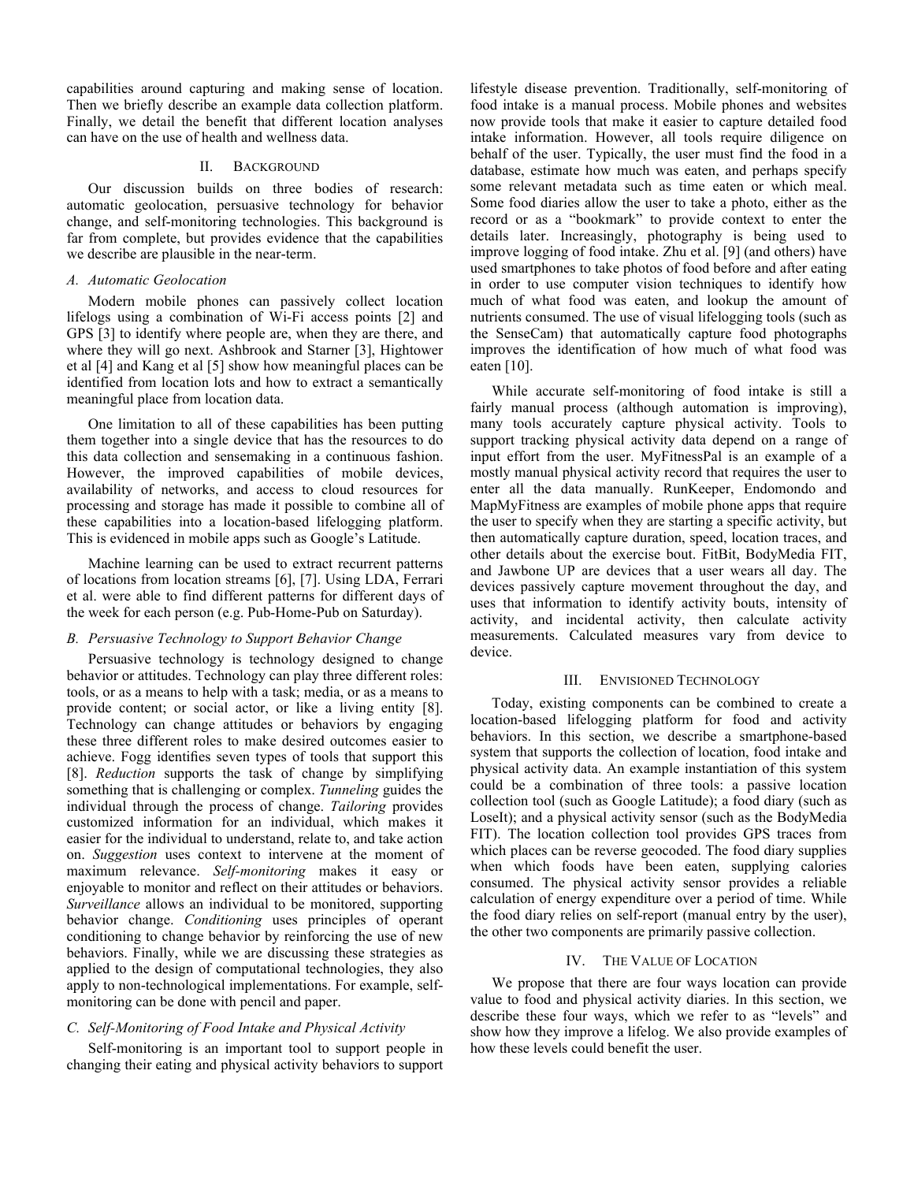capabilities around capturing and making sense of location. Then we briefly describe an example data collection platform. Finally, we detail the benefit that different location analyses can have on the use of health and wellness data.

## II. Background

Our discussion builds on three bodies of research: automatic geolocation, persuasive technology for behavior change, and self-monitoring technologies. This background is far from complete, but provides evidence that the capabilities we describe are plausible in the near-term.

### *A. Automatic Geolocation*

Modern mobile phones can passively collect location lifelogs using a combination of Wi-Fi access points [2] and GPS [3] to identify where people are, when they are there, and where they will go next. Ashbrook and Starner [3], Hightower et al [4] and Kang et al [5] show how meaningful places can be identified from location lots and how to extract a semantically meaningful place from location data.

One limitation to all of these capabilities has been putting them together into a single device that has the resources to do this data collection and sensemaking in a continuous fashion. However, the improved capabilities of mobile devices, availability of networks, and access to cloud resources for processing and storage has made it possible to combine all of these capabilities into a location-based lifelogging platform. This is evidenced in mobile apps such as Google's Latitude.

Machine learning can be used to extract recurrent patterns of locations from location streams [6], [7]. Using LDA, Ferrari et al. were able to find different patterns for different days of the week for each person (e.g. Pub-Home-Pub on Saturday).

### *B. Persuasive Technology to Support Behavior Change*

Persuasive technology is technology designed to change behavior or attitudes. Technology can play three different roles: tools, or as a means to help with a task; media, or as a means to provide content; or social actor, or like a living entity [8]. Technology can change attitudes or behaviors by engaging these three different roles to make desired outcomes easier to achieve. Fogg identifies seven types of tools that support this [8]. *Reduction* supports the task of change by simplifying something that is challenging or complex. *Tunneling* guides the individual through the process of change. *Tailoring* provides customized information for an individual, which makes it easier for the individual to understand, relate to, and take action on. *Suggestion* uses context to intervene at the moment of maximum relevance. *Self-monitoring* makes it easy or enjoyable to monitor and reflect on their attitudes or behaviors. *Surveillance* allows an individual to be monitored, supporting behavior change. *Conditioning* uses principles of operant conditioning to change behavior by reinforcing the use of new behaviors. Finally, while we are discussing these strategies as applied to the design of computational technologies, they also apply to non-technological implementations. For example, self-monitoring can be done with pencil and paper.

### *C. Self-Monitoring of Food Intake and Physical Activity*

Self-monitoring is an important tool to support people in changing their eating and physical activity behaviors to support lifestyle disease prevention. Traditionally, self-monitoring of food intake is a manual process. Mobile phones and websites now provide tools that make it easier to capture detailed food intake information. However, all tools require diligence on behalf of the user. Typically, the user must find the food in a database, estimate how much was eaten, and perhaps specify some relevant metadata such as time eaten or which meal. Some food diaries allow the user to take a photo, either as the record or as a "bookmark" to provide context to enter the details later. Increasingly, photography is being used to improve logging of food intake. Zhu et al. [9] (and others) have used smartphones to take photos of food before and after eating in order to use computer vision techniques to identify how much of what food was eaten, and lookup the amount of nutrients consumed. The use of visual lifelogging tools (such as the SenseCam) that automatically capture food photographs improves the identification of how much of what food was eaten [10].

While accurate self-monitoring of food intake is still a fairly manual process (although automation is improving), many tools accurately capture physical activity. Tools to support tracking physical activity data depend on a range of input effort from the user. MyFitnessPal is an example of a mostly manual physical activity record that requires the user to enter all the data manually. RunKeeper, Endomondo and MapMyFitness are examples of mobile phone apps that require the user to specify when they are starting a specific activity, but then automatically capture duration, speed, location traces, and other details about the exercise bout. FitBit, BodyMedia FIT, and Jawbone UP are devices that a user wears all day. The devices passively capture movement throughout the day, and uses that information to identify activity bouts, intensity of activity, and incidental activity, then calculate activity measurements. Calculated measures vary from device to device.

## III. Envisioned Technology

Today, existing components can be combined to create a location-based lifelogging platform for food and activity behaviors. In this section, we describe a smartphone-based system that supports the collection of location, food intake and physical activity data. An example instantiation of this system could be a combination of three tools: a passive location collection tool (such as Google Latitude); a food diary (such as LoseIt); and a physical activity sensor (such as the BodyMedia FIT). The location collection tool provides GPS traces from which places can be reverse geocoded. The food diary supplies when which foods have been eaten, supplying calories consumed. The physical activity sensor provides a reliable calculation of energy expenditure over a period of time. While the food diary relies on self-report (manual entry by the user), the other two components are primarily passive collection.

## IV. The Value of Location

We propose that there are four ways location can provide value to food and physical activity diaries. In this section, we describe these four ways, which we refer to as "levels" and show how they improve a lifelog. We also provide examples of how these levels could benefit the user.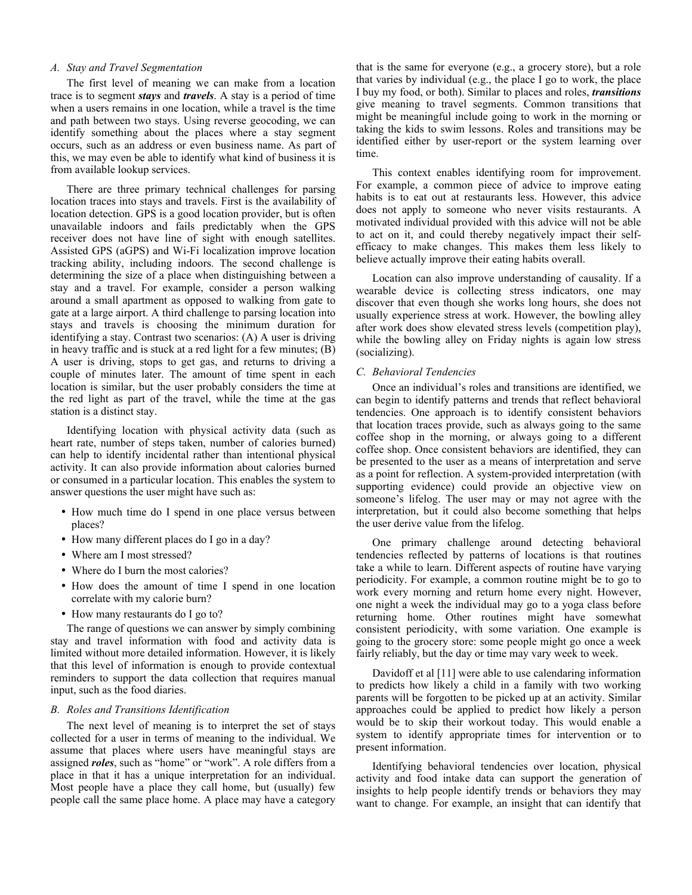### A. Stay and Travel Segmentation

The first level of meaning we can make from a location trace is to segment ***stays*** and ***travels***. A stay is a period of time when a users remains in one location, while a travel is the time and path between two stays. Using reverse geocoding, we can identify something about the places where a stay segment occurs, such as an address or even business name. As part of this, we may even be able to identify what kind of business it is from available lookup services.

There are three primary technical challenges for parsing location traces into stays and travels. First is the availability of location detection. GPS is a good location provider, but is often unavailable indoors and fails predictably when the GPS receiver does not have line of sight with enough satellites. Assisted GPS (aGPS) and Wi-Fi localization improve location tracking ability, including indoors. The second challenge is determining the size of a place when distinguishing between a stay and a travel. For example, consider a person walking around a small apartment as opposed to walking from gate to gate at a large airport. A third challenge to parsing location into stays and travels is choosing the minimum duration for identifying a stay. Contrast two scenarios: (A) A user is driving in heavy traffic and is stuck at a red light for a few minutes; (B) A user is driving, stops to get gas, and returns to driving a couple of minutes later. The amount of time spent in each location is similar, but the user probably considers the time at the red light as part of the travel, while the time at the gas station is a distinct stay.

Identifying location with physical activity data (such as heart rate, number of steps taken, number of calories burned) can help to identify incidental rather than intentional physical activity. It can also provide information about calories burned or consumed in a particular location. This enables the system to answer questions the user might have such as:

- How much time do I spend in one place versus between places?
- How many different places do I go in a day?
- Where am I most stressed?
- Where do I burn the most calories?
- How does the amount of time I spend in one location correlate with my calorie burn?
- How many restaurants do I go to?

The range of questions we can answer by simply combining stay and travel information with food and activity data is limited without more detailed information. However, it is likely that this level of information is enough to provide contextual reminders to support the data collection that requires manual input, such as the food diaries.

### B. Roles and Transitions Identification

The next level of meaning is to interpret the set of stays collected for a user in terms of meaning to the individual. We assume that places where users have meaningful stays are assigned ***roles***, such as "home" or "work". A role differs from a place in that it has a unique interpretation for an individual. Most people have a place they call home, but (usually) few people call the same place home. A place may have a category that is the same for everyone (e.g., a grocery store), but a role that varies by individual (e.g., the place I go to work, the place I buy my food, or both). Similar to places and roles, ***transitions*** give meaning to travel segments. Common transitions that might be meaningful include going to work in the morning or taking the kids to swim lessons. Roles and transitions may be identified either by user-report or the system learning over time.

This context enables identifying room for improvement. For example, a common piece of advice to improve eating habits is to eat out at restaurants less. However, this advice does not apply to someone who never visits restaurants. A motivated individual provided with this advice will not be able to act on it, and could thereby negatively impact their self-efficacy to make changes. This makes them less likely to believe actually improve their eating habits overall.

Location can also improve understanding of causality. If a wearable device is collecting stress indicators, one may discover that even though she works long hours, she does not usually experience stress at work. However, the bowling alley after work does show elevated stress levels (competition play), while the bowling alley on Friday nights is again low stress (socializing).

### C. Behavioral Tendencies

Once an individual's roles and transitions are identified, we can begin to identify patterns and trends that reflect behavioral tendencies. One approach is to identify consistent behaviors that location traces provide, such as always going to the same coffee shop in the morning, or always going to a different coffee shop. Once consistent behaviors are identified, they can be presented to the user as a means of interpretation and serve as a point for reflection. A system-provided interpretation (with supporting evidence) could provide an objective view on someone's lifelog. The user may or may not agree with the interpretation, but it could also become something that helps the user derive value from the lifelog.

One primary challenge around detecting behavioral tendencies reflected by patterns of locations is that routines take a while to learn. Different aspects of routine have varying periodicity. For example, a common routine might be to go to work every morning and return home every night. However, one night a week the individual may go to a yoga class before returning home. Other routines might have somewhat consistent periodicity, with some variation. One example is going to the grocery store: some people might go once a week fairly reliably, but the day or time may vary week to week.

Davidoff et al [11] were able to use calendaring information to predicts how likely a child in a family with two working parents will be forgotten to be picked up at an activity. Similar approaches could be applied to predict how likely a person would be to skip their workout today. This would enable a system to identify appropriate times for intervention or to present information.

Identifying behavioral tendencies over location, physical activity and food intake data can support the generation of insights to help people identify trends or behaviors they may want to change. For example, an insight that can identify that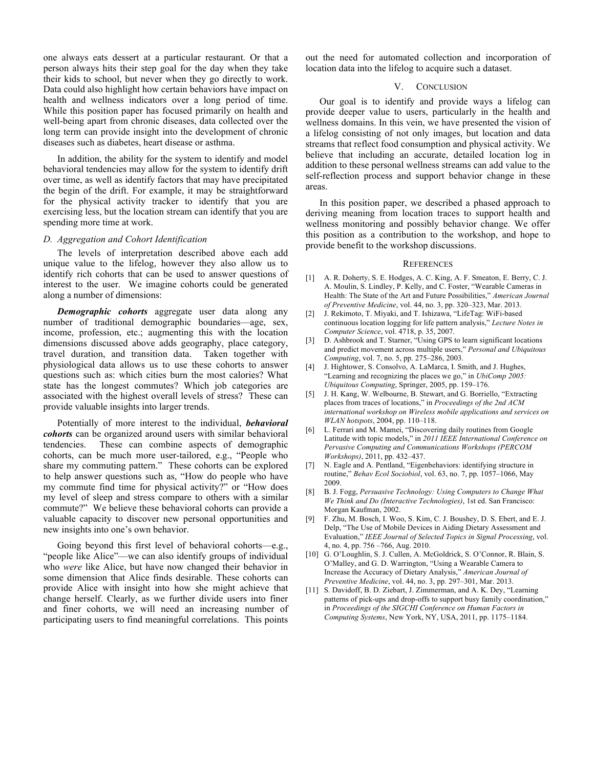one always eats dessert at a particular restaurant. Or that a person always hits their step goal for the day when they take their kids to school, but never when they go directly to work. Data could also highlight how certain behaviors have impact on health and wellness indicators over a long period of time. While this position paper has focused primarily on health and well-being apart from chronic diseases, data collected over the long term can provide insight into the development of chronic diseases such as diabetes, heart disease or asthma.

In addition, the ability for the system to identify and model behavioral tendencies may allow for the system to identify drift over time, as well as identify factors that may have precipitated the begin of the drift. For example, it may be straightforward for the physical activity tracker to identify that you are exercising less, but the location stream can identify that you are spending more time at work.

### *D. Aggregation and Cohort Identification*

The levels of interpretation described above each add unique value to the lifelog, however they also allow us to identify rich cohorts that can be used to answer questions of interest to the user. We imagine cohorts could be generated along a number of dimensions:

***Demographic cohorts*** aggregate user data along any number of traditional demographic boundaries—age, sex, income, profession, etc.; augmenting this with the location dimensions discussed above adds geography, place category, travel duration, and transition data. Taken together with physiological data allows us to use these cohorts to answer questions such as: which cities burn the most calories? What state has the longest commutes? Which job categories are associated with the highest overall levels of stress? These can provide valuable insights into larger trends.

Potentially of more interest to the individual, ***behavioral cohorts*** can be organized around users with similar behavioral tendencies. These can combine aspects of demographic cohorts, can be much more user-tailored, e.g., "People who share my commuting pattern." These cohorts can be explored to help answer questions such as, "How do people who have my commute find time for physical activity?" or "How does my level of sleep and stress compare to others with a similar commute?" We believe these behavioral cohorts can provide a valuable capacity to discover new personal opportunities and new insights into one's own behavior.

Going beyond this first level of behavioral cohorts—e.g., "people like Alice"—we can also identify groups of individual who *were* like Alice, but have now changed their behavior in some dimension that Alice finds desirable. These cohorts can provide Alice with insight into how she might achieve that change herself. Clearly, as we further divide users into finer and finer cohorts, we will need an increasing number of participating users to find meaningful correlations. This points out the need for automated collection and incorporation of location data into the lifelog to acquire such a dataset.

## V. CONCLUSION

Our goal is to identify and provide ways a lifelog can provide deeper value to users, particularly in the health and wellness domains. In this vein, we have presented the vision of a lifelog consisting of not only images, but location and data streams that reflect food consumption and physical activity. We believe that including an accurate, detailed location log in addition to these personal wellness streams can add value to the self-reflection process and support behavior change in these areas.

In this position paper, we described a phased approach to deriving meaning from location traces to support health and wellness monitoring and possibly behavior change. We offer this position as a contribution to the workshop, and hope to provide benefit to the workshop discussions.

## REFERENCES

[1] A. R. Doherty, S. E. Hodges, A. C. King, A. F. Smeaton, E. Berry, C. J. A. Moulin, S. Lindley, P. Kelly, and C. Foster, "Wearable Cameras in Health: The State of the Art and Future Possibilities," *American Journal of Preventive Medicine*, vol. 44, no. 3, pp. 320–323, Mar. 2013.

[2] J. Rekimoto, T. Miyaki, and T. Ishizawa, "LifeTag: WiFi-based continuous location logging for life pattern analysis," *Lecture Notes in Computer Science*, vol. 4718, p. 35, 2007.

[3] D. Ashbrook and T. Starner, "Using GPS to learn significant locations and predict movement across multiple users," *Personal and Ubiquitous Computing*, vol. 7, no. 5, pp. 275–286, 2003.

[4] J. Hightower, S. Consolvo, A. LaMarca, I. Smith, and J. Hughes, "Learning and recognizing the places we go," in *UbiComp 2005: Ubiquitous Computing*, Springer, 2005, pp. 159–176.

[5] J. H. Kang, W. Welbourne, B. Stewart, and G. Borriello, "Extracting places from traces of locations," in *Proceedings of the 2nd ACM international workshop on Wireless mobile applications and services on WLAN hotspots*, 2004, pp. 110–118.

[6] L. Ferrari and M. Mamei, "Discovering daily routines from Google Latitude with topic models," in *2011 IEEE International Conference on Pervasive Computing and Communications Workshops (PERCOM Workshops)*, 2011, pp. 432–437.

[7] N. Eagle and A. Pentland, "Eigenbehaviors: identifying structure in routine," *Behav Ecol Sociobiol*, vol. 63, no. 7, pp. 1057–1066, May 2009.

[8] B. J. Fogg, *Persuasive Technology: Using Computers to Change What We Think and Do (Interactive Technologies)*, 1st ed. San Francisco: Morgan Kaufman, 2002.

[9] F. Zhu, M. Bosch, I. Woo, S. Kim, C. J. Boushey, D. S. Ebert, and E. J. Delp, "The Use of Mobile Devices in Aiding Dietary Assessment and Evaluation," *IEEE Journal of Selected Topics in Signal Processing*, vol. 4, no. 4, pp. 756 –766, Aug. 2010.

[10] G. O'Loughlin, S. J. Cullen, A. McGoldrick, S. O'Connor, R. Blain, S. O'Malley, and G. D. Warrington, "Using a Wearable Camera to Increase the Accuracy of Dietary Analysis," *American Journal of Preventive Medicine*, vol. 44, no. 3, pp. 297–301, Mar. 2013.

[11] S. Davidoff, B. D. Ziebart, J. Zimmerman, and A. K. Dey, "Learning patterns of pick-ups and drop-offs to support busy family coordination," in *Proceedings of the SIGCHI Conference on Human Factors in Computing Systems*, New York, NY, USA, 2011, pp. 1175–1184.